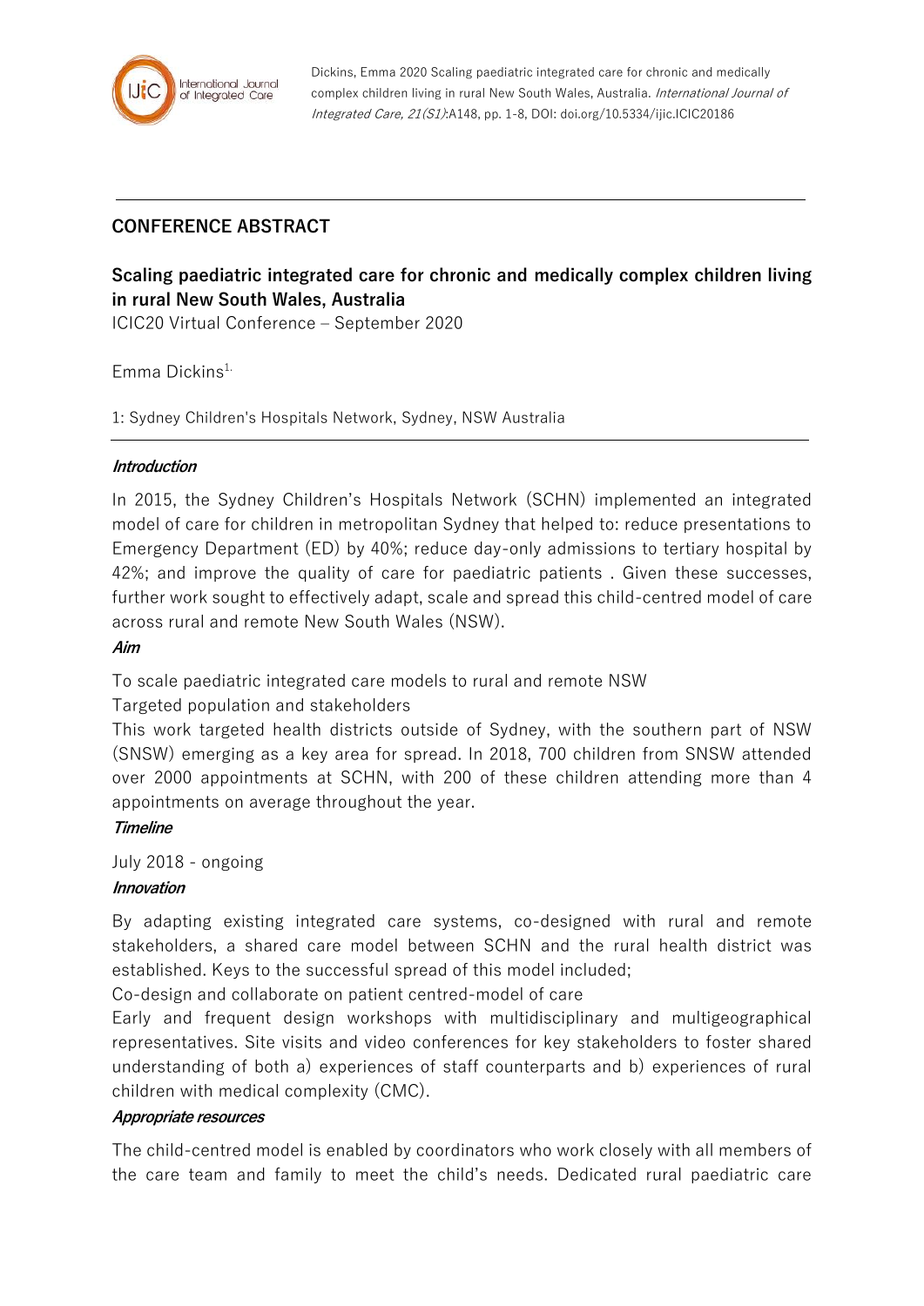Dickins, Emma 2020 Scaling paediatric integrated care for chronic and medically complex children living in rural New South Wales, Australia. *International Journal of Integrated Care, 21(S1)*:A148, pp. 1-8, DOI: doi.org/10.5334/ijic.ICIC20186

## CONFERENCE ABSTRACT

# Scaling paediatric integrated care for chronic and medically complex children living in rural New South Wales, Australia

ICIC20 Virtual Conference – September 2020

Emma Dickins[1]

1: Sydney Children's Hospitals Network, Sydney, NSW Australia

### *Introduction*

In 2015, the Sydney Children's Hospitals Network (SCHN) implemented an integrated model of care for children in metropolitan Sydney that helped to: reduce presentations to Emergency Department (ED) by 40%; reduce day-only admissions to tertiary hospital by 42%; and improve the quality of care for paediatric patients . Given these successes, further work sought to effectively adapt, scale and spread this child-centred model of care across rural and remote New South Wales (NSW).

### *Aim*

To scale paediatric integrated care models to rural and remote NSW

Targeted population and stakeholders

This work targeted health districts outside of Sydney, with the southern part of NSW (SNSW) emerging as a key area for spread. In 2018, 700 children from SNSW attended over 2000 appointments at SCHN, with 200 of these children attending more than 4 appointments on average throughout the year.

### *Timeline*

July 2018 - ongoing

### *Innovation*

By adapting existing integrated care systems, co-designed with rural and remote stakeholders, a shared care model between SCHN and the rural health district was established. Keys to the successful spread of this model included;

Co-design and collaborate on patient centred-model of care

Early and frequent design workshops with multidisciplinary and multigeographical representatives. Site visits and video conferences for key stakeholders to foster shared understanding of both a) experiences of staff counterparts and b) experiences of rural children with medical complexity (CMC).

### *Appropriate resources*

The child-centred model is enabled by coordinators who work closely with all members of the care team and family to meet the child's needs. Dedicated rural paediatric care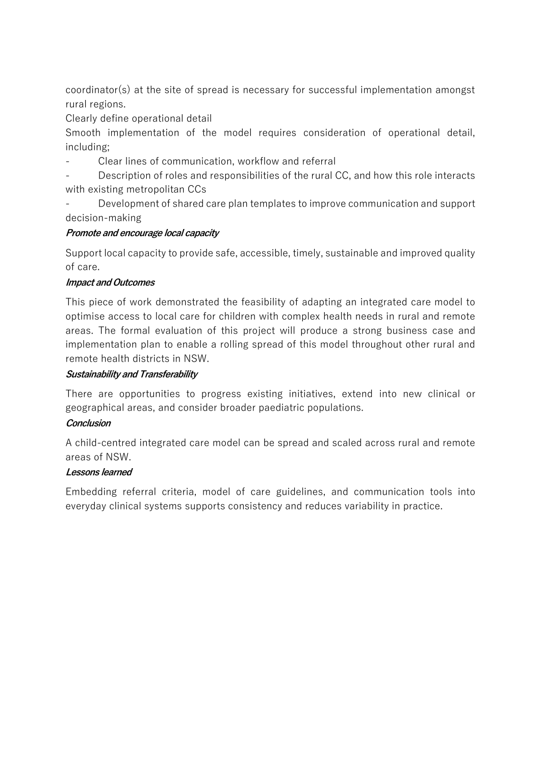coordinator(s) at the site of spread is necessary for successful implementation amongst rural regions.

Clearly define operational detail

Smooth implementation of the model requires consideration of operational detail, including;

- Clear lines of communication, workflow and referral
- Description of roles and responsibilities of the rural CC, and how this role interacts with existing metropolitan CCs
- Development of shared care plan templates to improve communication and support decision-making

***Promote and encourage local capacity***

Support local capacity to provide safe, accessible, timely, sustainable and improved quality of care.

***Impact and Outcomes***

This piece of work demonstrated the feasibility of adapting an integrated care model to optimise access to local care for children with complex health needs in rural and remote areas. The formal evaluation of this project will produce a strong business case and implementation plan to enable a rolling spread of this model throughout other rural and remote health districts in NSW.

***Sustainability and Transferability***

There are opportunities to progress existing initiatives, extend into new clinical or geographical areas, and consider broader paediatric populations.

***Conclusion***

A child-centred integrated care model can be spread and scaled across rural and remote areas of NSW.

***Lessons learned***

Embedding referral criteria, model of care guidelines, and communication tools into everyday clinical systems supports consistency and reduces variability in practice.